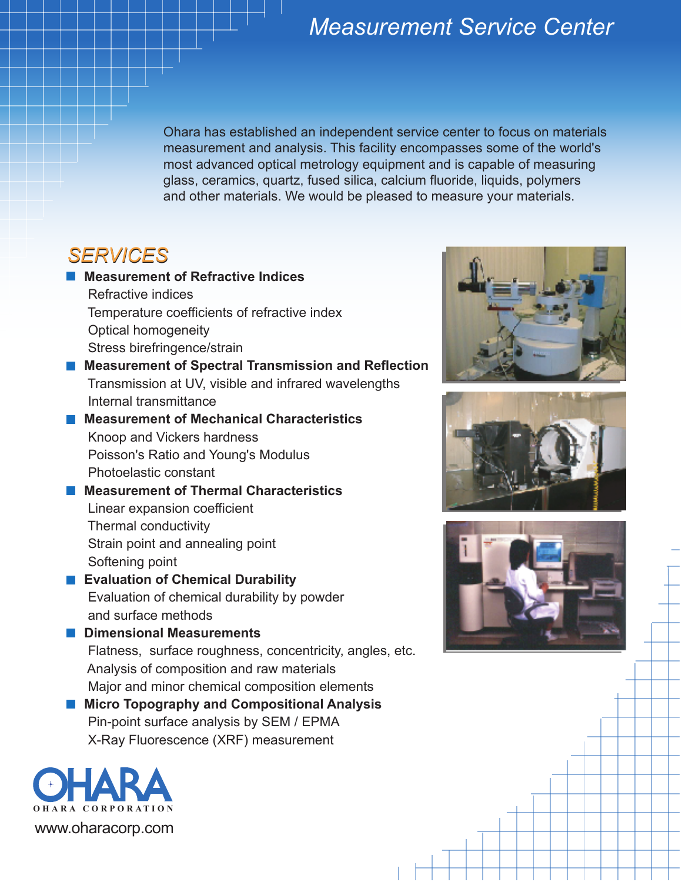# Measurement Service Center

Ohara has established an independent service center to focus on materials measurement and analysis. This facility encompasses some of the world's most advanced optical metrology equipment and is capable of measuring glass, ceramics, quartz, fused silica, calcium fluoride, liquids, polymers and other materials. We would be pleased to measure your materials.

## SERVICES

- **Measurement of Refractive Indices**
  - Refractive indices
  - Temperature coefficients of refractive index
  - Optical homogeneity
  - Stress birefringence/strain
- **Measurement of Spectral Transmission and Reflection**
  - Transmission at UV, visible and infrared wavelengths
  - Internal transmittance
- **Measurement of Mechanical Characteristics**
  - Knoop and Vickers hardness
  - Poisson's Ratio and Young's Modulus
  - Photoelastic constant
- **Measurement of Thermal Characteristics**
  - Linear expansion coefficient
  - Thermal conductivity
  - Strain point and annealing point
  - Softening point
- **Evaluation of Chemical Durability**
  - Evaluation of chemical durability by powder and surface methods
- **Dimensional Measurements**
  - Flatness, surface roughness, concentricity, angles, etc.
  - Analysis of composition and raw materials
  - Major and minor chemical composition elements
- **Micro Topography and Compositional Analysis**
  - Pin-point surface analysis by SEM / EPMA
  - X-Ray Fluorescence (XRF) measurement

OHARA
OHARA CORPORATION
www.oharacorp.com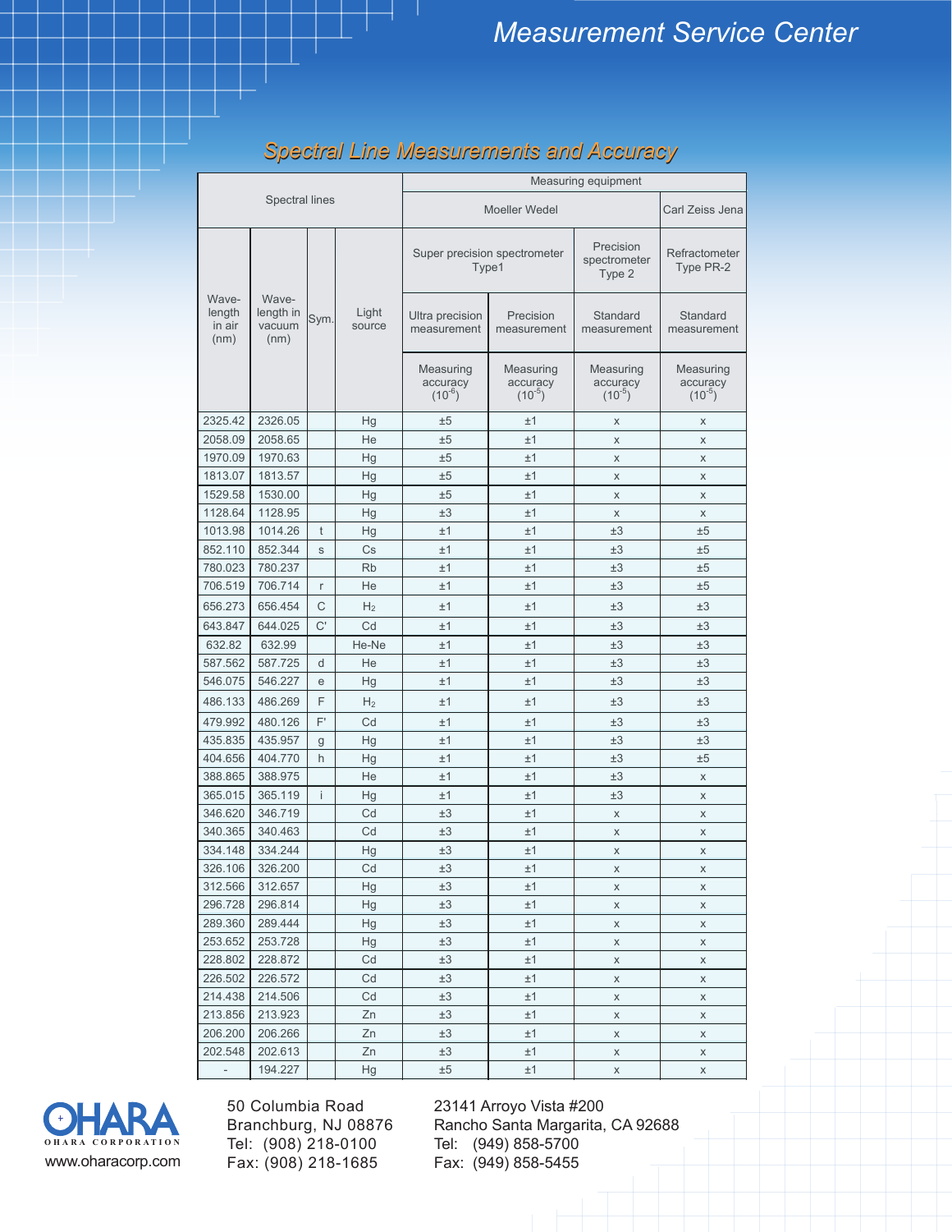# Measurement Service Center

## Spectral Line Measurements and Accuracy

| Spectral lines | | | | Measuring equipment | | | |
|---|---|---|---|---|---|---|---|
| | | | | Moeller Wedel | | | Carl Zeiss Jena |
| Wave-length in air (nm) | Wave-length in vacuum (nm) | Sym. | Light source | Super precision spectrometer Type1 | | Precision spectrometer Type 2 | Refractometer Type PR-2 |
| | | | | Ultra precision measurement | Precision measurement | Standard measurement | Standard measurement |
| | | | | Measuring accuracy ($10^{-6}$) | Measuring accuracy ($10^{-5}$) | Measuring accuracy ($10^{-5}$) | Measuring accuracy ($10^{-5}$) |
| 2325.42 | 2326.05 | | Hg | ±5 | ±1 | x | x |
| 2058.09 | 2058.65 | | He | ±5 | ±1 | x | x |
| 1970.09 | 1970.63 | | Hg | ±5 | ±1 | x | x |
| 1813.07 | 1813.57 | | Hg | ±5 | ±1 | x | x |
| 1529.58 | 1530.00 | | Hg | ±5 | ±1 | x | x |
| 1128.64 | 1128.95 | | Hg | ±3 | ±1 | x | x |
| 1013.98 | 1014.26 | t | Hg | ±1 | ±1 | ±3 | ±5 |
| 852.110 | 852.344 | s | Cs | ±1 | ±1 | ±3 | ±5 |
| 780.023 | 780.237 | | Rb | ±1 | ±1 | ±3 | ±5 |
| 706.519 | 706.714 | r | He | ±1 | ±1 | ±3 | ±5 |
| 656.273 | 656.454 | C | $H_2$ | ±1 | ±1 | ±3 | ±3 |
| 643.847 | 644.025 | C' | Cd | ±1 | ±1 | ±3 | ±3 |
| 632.82 | 632.99 | | He-Ne | ±1 | ±1 | ±3 | ±3 |
| 587.562 | 587.725 | d | He | ±1 | ±1 | ±3 | ±3 |
| 546.075 | 546.227 | e | Hg | ±1 | ±1 | ±3 | ±3 |
| 486.133 | 486.269 | F | $H_2$ | ±1 | ±1 | ±3 | ±3 |
| 479.992 | 480.126 | F' | Cd | ±1 | ±1 | ±3 | ±3 |
| 435.835 | 435.957 | g | Hg | ±1 | ±1 | ±3 | ±3 |
| 404.656 | 404.770 | h | Hg | ±1 | ±1 | ±3 | ±5 |
| 388.865 | 388.975 | | He | ±1 | ±1 | ±3 | x |
| 365.015 | 365.119 | i | Hg | ±1 | ±1 | ±3 | x |
| 346.620 | 346.719 | | Cd | ±3 | ±1 | x | x |
| 340.365 | 340.463 | | Cd | ±3 | ±1 | x | x |
| 334.148 | 334.244 | | Hg | ±3 | ±1 | x | x |
| 326.106 | 326.200 | | Cd | ±3 | ±1 | x | x |
| 312.566 | 312.657 | | Hg | ±3 | ±1 | x | x |
| 296.728 | 296.814 | | Hg | ±3 | ±1 | x | x |
| 289.360 | 289.444 | | Hg | ±3 | ±1 | x | x |
| 253.652 | 253.728 | | Hg | ±3 | ±1 | x | x |
| 228.802 | 228.872 | | Cd | ±3 | ±1 | x | x |
| 226.502 | 226.572 | | Cd | ±3 | ±1 | x | x |
| 214.438 | 214.506 | | Cd | ±3 | ±1 | x | x |
| 213.856 | 213.923 | | Zn | ±3 | ±1 | x | x |
| 206.200 | 206.266 | | Zn | ±3 | ±1 | x | x |
| 202.548 | 202.613 | | Zn | ±3 | ±1 | x | x |
| - | 194.227 | | Hg | ±5 | ±1 | x | x |

OHARA
OHARA CORPORATION
www.oharacorp.com

50 Columbia Road
Branchburg, NJ 08876
Tel: (908) 218-0100
Fax: (908) 218-1685

23141 Arroyo Vista #200
Rancho Santa Margarita, CA 92688
Tel: (949) 858-5700
Fax: (949) 858-5455